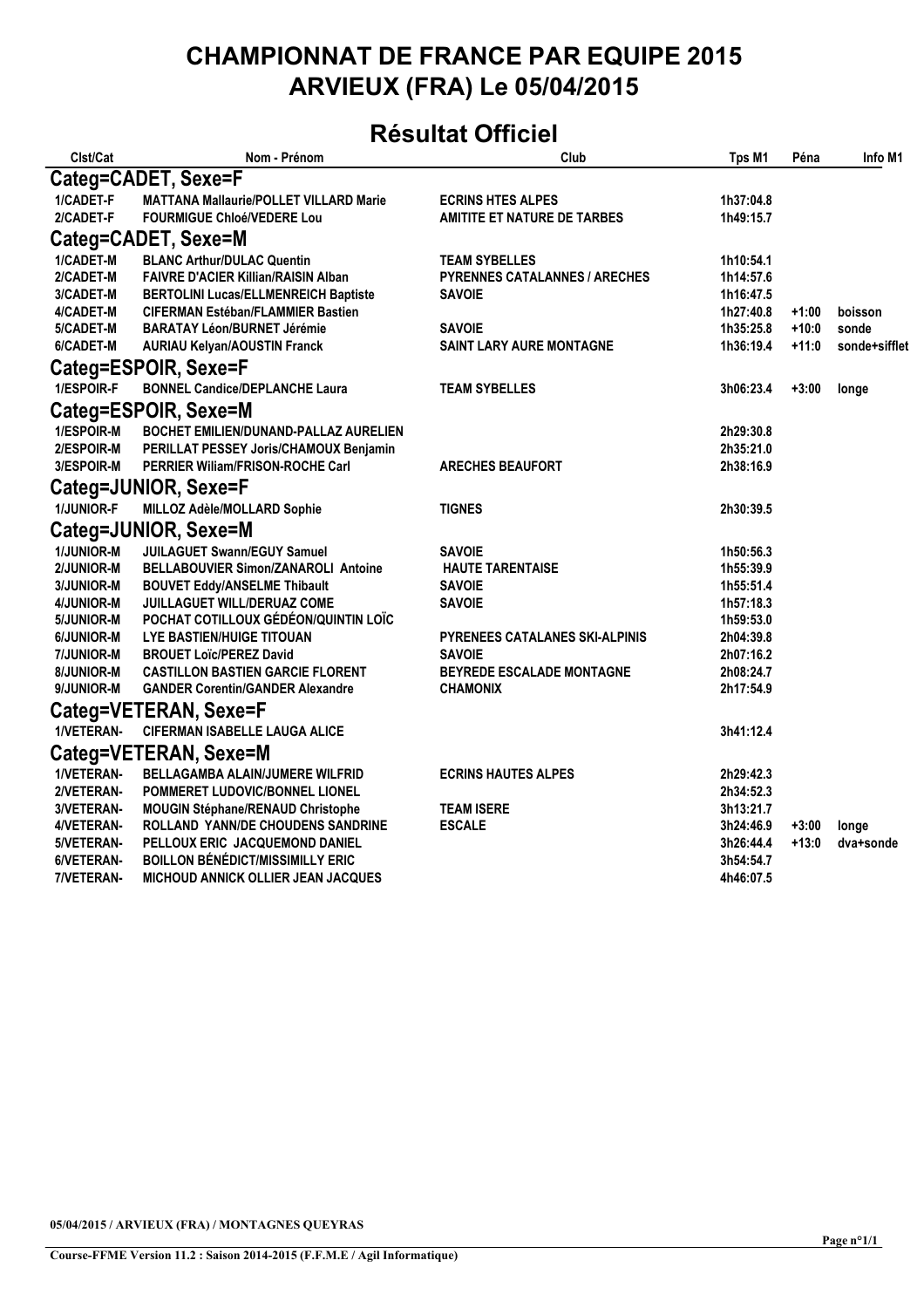# CHAMPIONNAT DE FRANCE PAR EQUIPE 2015
# ARVIEUX (FRA) Le 05/04/2015

## Résultat Officiel

| Clst/Cat | Nom - Prénom | Club | Tps M1 | Péna | Info M1 |
|---|---|---|---|---|---|
| **Categ=CADET, Sexe=F** | | | | | |
| 1/CADET-F | MATTANA Mallaurie/POLLET VILLARD Marie | ECRINS HTES ALPES | 1h37:04.8 | | |
| 2/CADET-F | FOURMIGUE Chloé/VEDERE Lou | AMITITE ET NATURE DE TARBES | 1h49:15.7 | | |
| **Categ=CADET, Sexe=M** | | | | | |
| 1/CADET-M | BLANC Arthur/DULAC Quentin | TEAM SYBELLES | 1h10:54.1 | | |
| 2/CADET-M | FAIVRE D'ACIER Killian/RAISIN Alban | PYRENNES CATALANNES / ARECHES | 1h14:57.6 | | |
| 3/CADET-M | BERTOLINI Lucas/ELLMENREICH Baptiste | SAVOIE | 1h16:47.5 | | |
| 4/CADET-M | CIFERMAN Estéban/FLAMMIER Bastien | | 1h27:40.8 | +1:00 | boisson |
| 5/CADET-M | BARATAY Léon/BURNET Jérémie | SAVOIE | 1h35:25.8 | +10:0 | sonde |
| 6/CADET-M | AURIAU Kelyan/AOUSTIN Franck | SAINT LARY AURE MONTAGNE | 1h36:19.4 | +11:0 | sonde+sifflet |
| **Categ=ESPOIR, Sexe=F** | | | | | |
| 1/ESPOIR-F | BONNEL Candice/DEPLANCHE Laura | TEAM SYBELLES | 3h06:23.4 | +3:00 | longe |
| **Categ=ESPOIR, Sexe=M** | | | | | |
| 1/ESPOIR-M | BOCHET EMILIEN/DUNAND-PALLAZ AURELIEN | | 2h29:30.8 | | |
| 2/ESPOIR-M | PERILLAT PESSEY Joris/CHAMOUX Benjamin | | 2h35:21.0 | | |
| 3/ESPOIR-M | PERRIER Wiliam/FRISON-ROCHE Carl | ARECHES BEAUFORT | 2h38:16.9 | | |
| **Categ=JUNIOR, Sexe=F** | | | | | |
| 1/JUNIOR-F | MILLOZ Adèle/MOLLARD Sophie | TIGNES | 2h30:39.5 | | |
| **Categ=JUNIOR, Sexe=M** | | | | | |
| 1/JUNIOR-M | JUILAGUET Swann/EGUY Samuel | SAVOIE | 1h50:56.3 | | |
| 2/JUNIOR-M | BELLABOUVIER Simon/ZANAROLI Antoine | HAUTE TARENTAISE | 1h55:39.9 | | |
| 3/JUNIOR-M | BOUVET Eddy/ANSELME Thibault | SAVOIE | 1h55:51.4 | | |
| 4/JUNIOR-M | JUILLAGUET WILL/DERUAZ COME | SAVOIE | 1h57:18.3 | | |
| 5/JUNIOR-M | POCHAT COTILLOUX GÉDÉON/QUINTIN LOÏC | | 1h59:53.0 | | |
| 6/JUNIOR-M | LYE BASTIEN/HUIGE TITOUAN | PYRENEES CATALANES SKI-ALPINIS | 2h04:39.8 | | |
| 7/JUNIOR-M | BROUET Loïc/PEREZ David | SAVOIE | 2h07:16.2 | | |
| 8/JUNIOR-M | CASTILLON BASTIEN GARCIE FLORENT | BEYREDE ESCALADE MONTAGNE | 2h08:24.7 | | |
| 9/JUNIOR-M | GANDER Corentin/GANDER Alexandre | CHAMONIX | 2h17:54.9 | | |
| **Categ=VETERAN, Sexe=F** | | | | | |
| 1/VETERAN- | CIFERMAN ISABELLE LAUGA ALICE | | 3h41:12.4 | | |
| **Categ=VETERAN, Sexe=M** | | | | | |
| 1/VETERAN- | BELLAGAMBA ALAIN/JUMERE WILFRID | ECRINS HAUTES ALPES | 2h29:42.3 | | |
| 2/VETERAN- | POMMERET LUDOVIC/BONNEL LIONEL | | 2h34:52.3 | | |
| 3/VETERAN- | MOUGIN Stéphane/RENAUD Christophe | TEAM ISERE | 3h13:21.7 | | |
| 4/VETERAN- | ROLLAND YANN/DE CHOUDENS SANDRINE | ESCALE | 3h24:46.9 | +3:00 | longe |
| 5/VETERAN- | PELLOUX ERIC JACQUEMOND DANIEL | | 3h26:44.4 | +13:0 | dva+sonde |
| 6/VETERAN- | BOILLON BÉNÉDICT/MISSIMILLY ERIC | | 3h54:54.7 | | |
| 7/VETERAN- | MICHOUD ANNICK OLLIER JEAN JACQUES | | 4h46:07.5 | | |

05/04/2015 / ARVIEUX (FRA) / MONTAGNES QUEYRAS

Course-FFME Version 11.2 : Saison 2014-2015 (F.F.M.E / Agil Informatique)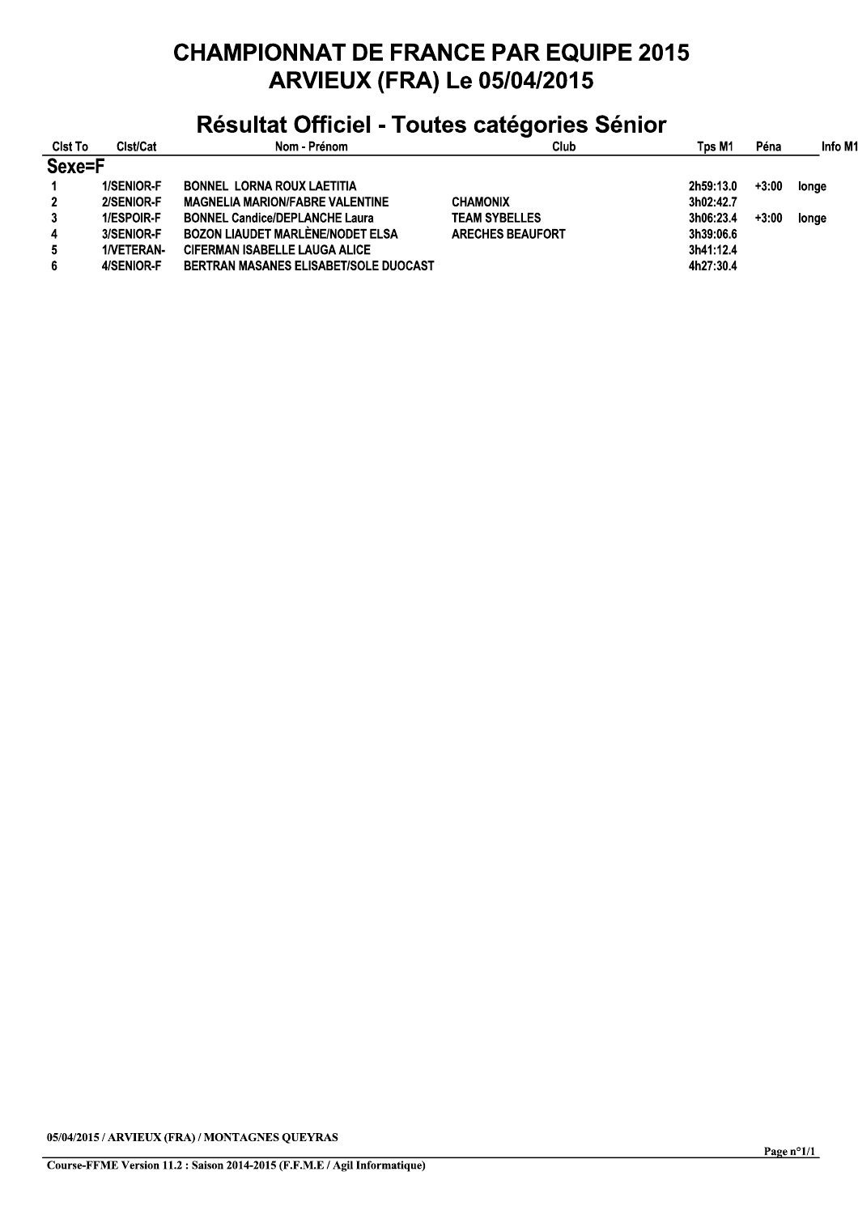# CHAMPIONNAT DE FRANCE PAR EQUIPE 2015
# ARVIEUX (FRA) Le 05/04/2015

## Résultat Officiel - Toutes catégories Sénior

| Clst To | Clst/Cat | Nom - Prénom | Club | Tps M1 | Péna | Info M1 |
|---|---|---|---|---|---|---|
| **Sexe=F** | | | | | | |
| 1 | 1/SENIOR-F | BONNEL LORNA ROUX LAETITIA | | 2h59:13.0 | +3:00 | longe |
| 2 | 2/SENIOR-F | MAGNELIA MARION/FABRE VALENTINE | CHAMONIX | 3h02:42.7 | | |
| 3 | 1/ESPOIR-F | BONNEL Candice/DEPLANCHE Laura | TEAM SYBELLES | 3h06:23.4 | +3:00 | longe |
| 4 | 3/SENIOR-F | BOZON LIAUDET MARLÈNE/NODET ELSA | ARECHES BEAUFORT | 3h39:06.6 | | |
| 5 | 1/VETERAN- | CIFERMAN ISABELLE LAUGA ALICE | | 3h41:12.4 | | |
| 6 | 4/SENIOR-F | BERTRAN MASANES ELISABET/SOLE DUOCAST | | 4h27:30.4 | | |

05/04/2015 / ARVIEUX (FRA) / MONTAGNES QUEYRAS

Course-FFME Version 11.2 : Saison 2014-2015 (F.F.M.E / Agil Informatique)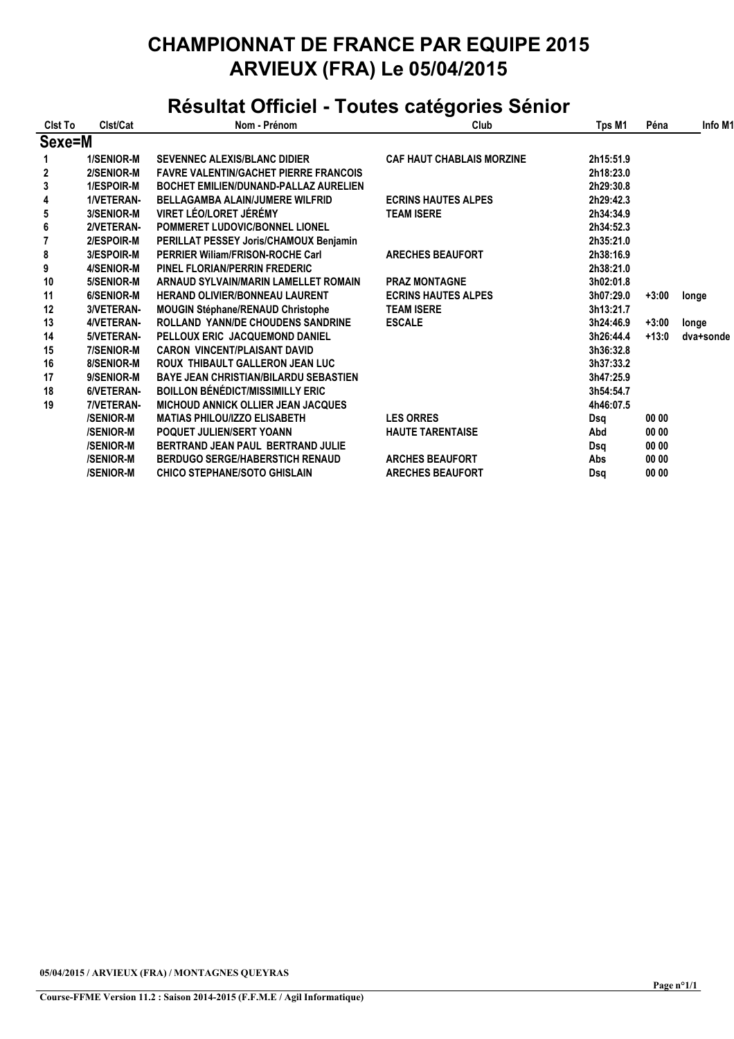# CHAMPIONNAT DE FRANCE PAR EQUIPE 2015
# ARVIEUX (FRA) Le 05/04/2015

## Résultat Officiel - Toutes catégories Sénior

| Clst To | Clst/Cat | Nom - Prénom | Club | Tps M1 | Péna | Info M1 |
|---|---|---|---|---|---|---|
| **Sexe=M** | | | | | | |
| 1 | 1/SENIOR-M | SEVENNEC ALEXIS/BLANC DIDIER | CAF HAUT CHABLAIS MORZINE | 2h15:51.9 | | |
| 2 | 2/SENIOR-M | FAVRE VALENTIN/GACHET PIERRE FRANCOIS | | 2h18:23.0 | | |
| 3 | 1/ESPOIR-M | BOCHET EMILIEN/DUNAND-PALLAZ AURELIEN | | 2h29:30.8 | | |
| 4 | 1/VETERAN- | BELLAGAMBA ALAIN/JUMERE WILFRID | ECRINS HAUTES ALPES | 2h29:42.3 | | |
| 5 | 3/SENIOR-M | VIRET LÉO/LORET JÉRÉMY | TEAM ISERE | 2h34:34.9 | | |
| 6 | 2/VETERAN- | POMMERET LUDOVIC/BONNEL LIONEL | | 2h34:52.3 | | |
| 7 | 2/ESPOIR-M | PERILLAT PESSEY Joris/CHAMOUX Benjamin | | 2h35:21.0 | | |
| 8 | 3/ESPOIR-M | PERRIER Wiliam/FRISON-ROCHE Carl | ARECHES BEAUFORT | 2h38:16.9 | | |
| 9 | 4/SENIOR-M | PINEL FLORIAN/PERRIN FREDERIC | | 2h38:21.0 | | |
| 10 | 5/SENIOR-M | ARNAUD SYLVAIN/MARIN LAMELLET ROMAIN | PRAZ MONTAGNE | 3h02:01.8 | | |
| 11 | 6/SENIOR-M | HERAND OLIVIER/BONNEAU LAURENT | ECRINS HAUTES ALPES | 3h07:29.0 | +3:00 | longe |
| 12 | 3/VETERAN- | MOUGIN Stéphane/RENAUD Christophe | TEAM ISERE | 3h13:21.7 | | |
| 13 | 4/VETERAN- | ROLLAND YANN/DE CHOUDENS SANDRINE | ESCALE | 3h24:46.9 | +3:00 | longe |
| 14 | 5/VETERAN- | PELLOUX ERIC JACQUEMOND DANIEL | | 3h26:44.4 | +13:0 | dva+sonde |
| 15 | 7/SENIOR-M | CARON VINCENT/PLAISANT DAVID | | 3h36:32.8 | | |
| 16 | 8/SENIOR-M | ROUX THIBAULT GALLERON JEAN LUC | | 3h37:33.2 | | |
| 17 | 9/SENIOR-M | BAYE JEAN CHRISTIAN/BILARDU SEBASTIEN | | 3h47:25.9 | | |
| 18 | 6/VETERAN- | BOILLON BÉNÉDICT/MISSIMILLY ERIC | | 3h54:54.7 | | |
| 19 | 7/VETERAN- | MICHOUD ANNICK OLLIER JEAN JACQUES | | 4h46:07.5 | | |
| | /SENIOR-M | MATIAS PHILOU/IZZO ELISABETH | LES ORRES | Dsq | 00 00 | |
| | /SENIOR-M | POQUET JULIEN/SERT YOANN | HAUTE TARENTAISE | Abd | 00 00 | |
| | /SENIOR-M | BERTRAND JEAN PAUL BERTRAND JULIE | | Dsq | 00 00 | |
| | /SENIOR-M | BERDUGO SERGE/HABERSTICH RENAUD | ARCHES BEAUFORT | Abs | 00 00 | |
| | /SENIOR-M | CHICO STEPHANE/SOTO GHISLAIN | ARECHES BEAUFORT | Dsq | 00 00 | |

05/04/2015 / ARVIEUX (FRA) / MONTAGNES QUEYRAS

Course-FFME Version 11.2 : Saison 2014-2015 (F.F.M.E / Agil Informatique)